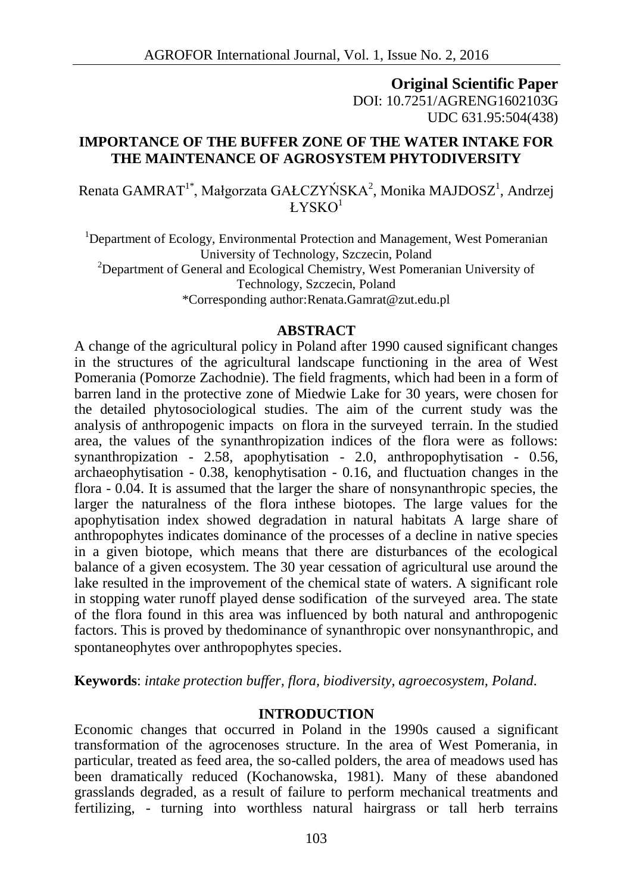**Original Scientific Paper**
DOI: 10.7251/AGRENG1602103G
UDC 631.95:504(438)

# IMPORTANCE OF THE BUFFER ZONE OF THE WATER INTAKE FOR THE MAINTENANCE OF AGROSYSTEM PHYTODIVERSITY

Renata GAMRAT[1*], Małgorzata GAŁCZYŃSKA[2], Monika MAJDOSZ[1], Andrzej ŁYSKO[1]

[1]Department of Ecology, Environmental Protection and Management, West Pomeranian University of Technology, Szczecin, Poland
[2]Department of General and Ecological Chemistry, West Pomeranian University of Technology, Szczecin, Poland
*Corresponding author:Renata.Gamrat@zut.edu.pl

## ABSTRACT

A change of the agricultural policy in Poland after 1990 caused significant changes in the structures of the agricultural landscape functioning in the area of West Pomerania (Pomorze Zachodnie). The field fragments, which had been in a form of barren land in the protective zone of Miedwie Lake for 30 years, were chosen for the detailed phytosociological studies. The aim of the current study was the analysis of anthropogenic impacts on flora in the surveyed terrain. In the studied area, the values of the synanthropization indices of the flora were as follows: synanthropization - 2.58, apophytisation - 2.0, anthropophytisation - 0.56, archaeophytisation - 0.38, kenophytisation - 0.16, and fluctuation changes in the flora - 0.04. It is assumed that the larger the share of nonsynanthropic species, the larger the naturalness of the flora inthese biotopes. The large values for the apophytisation index showed degradation in natural habitats A large share of anthropophytes indicates dominance of the processes of a decline in native species in a given biotope, which means that there are disturbances of the ecological balance of a given ecosystem. The 30 year cessation of agricultural use around the lake resulted in the improvement of the chemical state of waters. A significant role in stopping water runoff played dense sodification of the surveyed area. The state of the flora found in this area was influenced by both natural and anthropogenic factors. This is proved by thedominance of synanthropic over nonsynanthropic, and spontaneophytes over anthropophytes species.

**Keywords**: *intake protection buffer, flora, biodiversity, agroecosystem, Poland.*

## INTRODUCTION

Economic changes that occurred in Poland in the 1990s caused a significant transformation of the agrocenoses structure. In the area of West Pomerania, in particular, treated as feed area, the so-called polders, the area of meadows used has been dramatically reduced (Kochanowska, 1981). Many of these abandoned grasslands degraded, as a result of failure to perform mechanical treatments and fertilizing, - turning into worthless natural hairgrass or tall herb terrains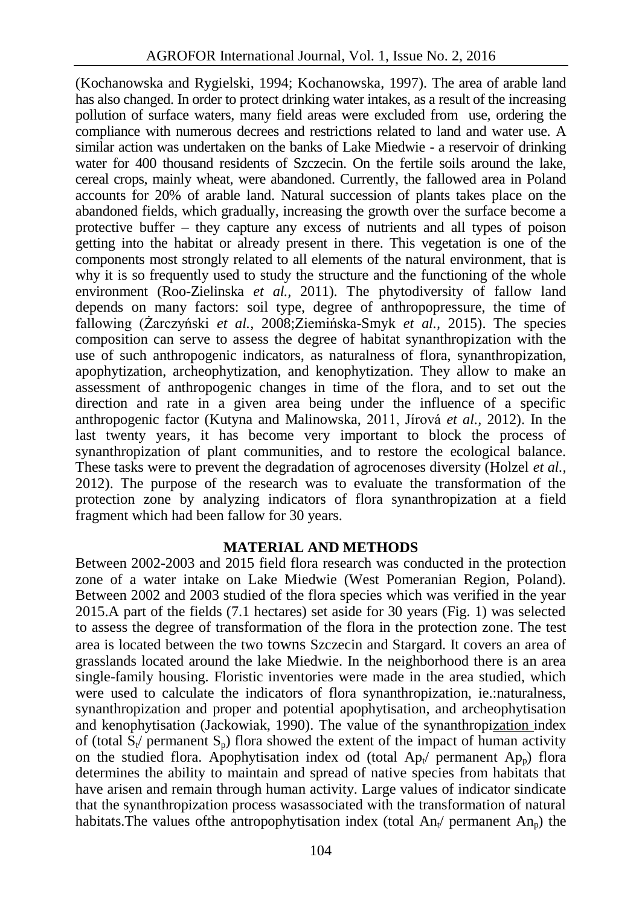(Kochanowska and Rygielski, 1994; Kochanowska, 1997). The area of arable land has also changed. In order to protect drinking water intakes, as a result of the increasing pollution of surface waters, many field areas were excluded from use, ordering the compliance with numerous decrees and restrictions related to land and water use. A similar action was undertaken on the banks of Lake Miedwie - a reservoir of drinking water for 400 thousand residents of Szczecin. On the fertile soils around the lake, cereal crops, mainly wheat, were abandoned. Currently, the fallowed area in Poland accounts for 20% of arable land. Natural succession of plants takes place on the abandoned fields, which gradually, increasing the growth over the surface become a protective buffer – they capture any excess of nutrients and all types of poison getting into the habitat or already present in there. This vegetation is one of the components most strongly related to all elements of the natural environment, that is why it is so frequently used to study the structure and the functioning of the whole environment (Roo-Zielinska *et al.,* 2011). The phytodiversity of fallow land depends on many factors: soil type, degree of anthropopressure, the time of fallowing (Żarczyński *et al.,* 2008;Ziemińska-Smyk *et al.,* 2015). The species composition can serve to assess the degree of habitat synanthropization with the use of such anthropogenic indicators, as naturalness of flora, synanthropization, apophytization, archeophytization, and kenophytization. They allow to make an assessment of anthropogenic changes in time of the flora, and to set out the direction and rate in a given area being under the influence of a specific anthropogenic factor (Kutyna and Malinowska, 2011, Jírová *et al.,* 2012). In the last twenty years, it has become very important to block the process of synanthropization of plant communities, and to restore the ecological balance. These tasks were to prevent the degradation of agrocenoses diversity (Holzel *et al.,* 2012). The purpose of the research was to evaluate the transformation of the protection zone by analyzing indicators of flora synanthropization at a field fragment which had been fallow for 30 years.

## MATERIAL AND METHODS

Between 2002-2003 and 2015 field flora research was conducted in the protection zone of a water intake on Lake Miedwie (West Pomeranian Region, Poland). Between 2002 and 2003 studied of the flora species which was verified in the year 2015.A part of the fields (7.1 hectares) set aside for 30 years (Fig. 1) was selected to assess the degree of transformation of the flora in the protection zone. The test area is located between the two towns Szczecin and Stargard. It covers an area of grasslands located around the lake Miedwie. In the neighborhood there is an area single-family housing. Floristic inventories were made in the area studied, which were used to calculate the indicators of flora synanthropization, ie.:naturalness, synanthropization and proper and potential apophytisation, and archeophytisation and kenophytisation (Jackowiak, 1990). The value of the synanthropization index of (total $S_t$/ permanent $S_p$) flora showed the extent of the impact of human activity on the studied flora. Apophytisation index od (total $Ap_t$/ permanent $Ap_p$) flora determines the ability to maintain and spread of native species from habitats that have arisen and remain through human activity. Large values of indicator sindicate that the synanthropization process wasassociated with the transformation of natural habitats.The values ofthe antropophytisation index (total $An_t$/ permanent $An_p$) the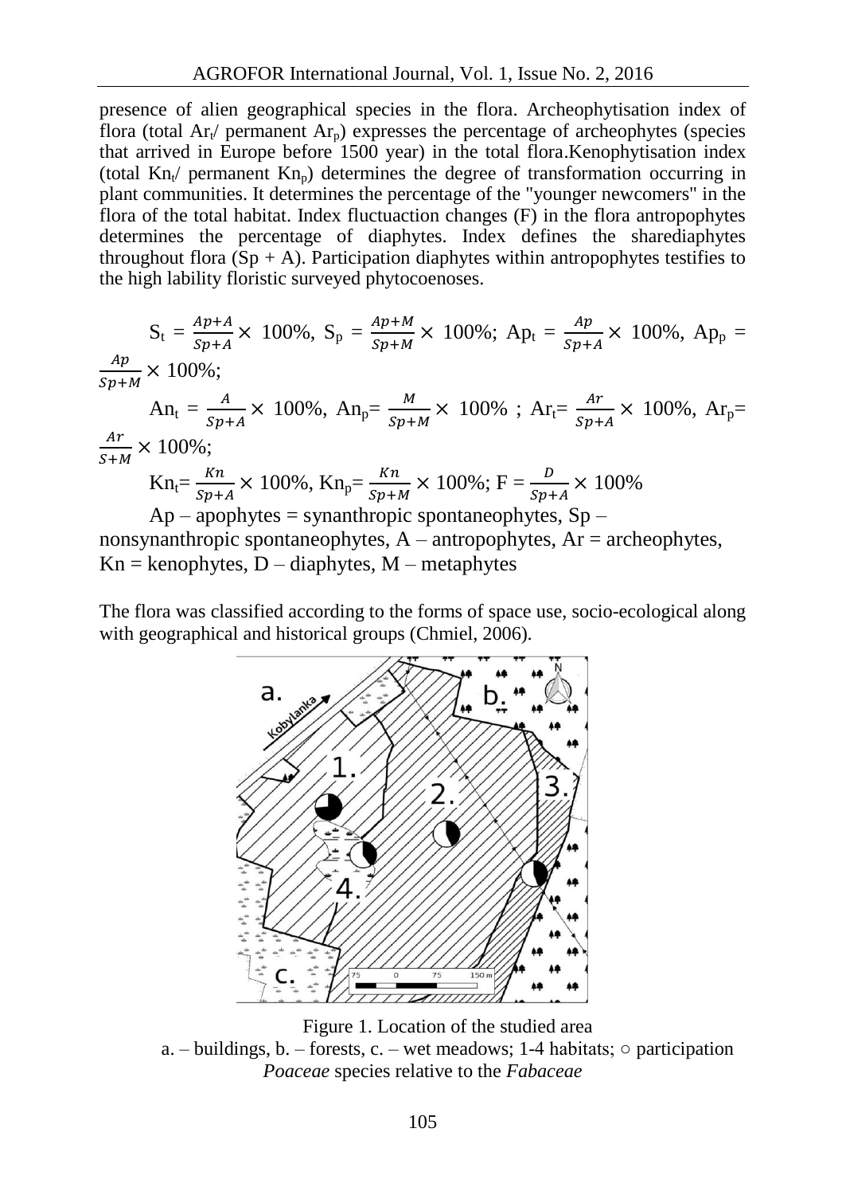presence of alien geographical species in the flora. Archeophytisation index of flora (total $Ar_t$/ permanent $Ar_p$) expresses the percentage of archeophytes (species that arrived in Europe before 1500 year) in the total flora.Kenophytisation index (total $Kn_t$/ permanent $Kn_p$) determines the degree of transformation occurring in plant communities. It determines the percentage of the "younger newcomers" in the flora of the total habitat. Index fluctuaction changes (F) in the flora antropophytes determines the percentage of diaphytes. Index defines the sharediaphytes throughout flora (Sp + A). Participation diaphytes within antropophytes testifies to the high lability floristic surveyed phytocoenoses.

$$S_t = \frac{Ap+A}{Sp+A} \times 100\%,\ S_p = \frac{Ap+M}{Sp+M} \times 100\%;\ Ap_t = \frac{Ap}{Sp+A} \times 100\%,\ Ap_p = \frac{Ap}{Sp+M} \times 100\%;$$

$$An_t = \frac{A}{Sp+A} \times 100\%,\ An_p = \frac{M}{Sp+M} \times 100\%\ ;\ Ar_t = \frac{Ar}{Sp+A} \times 100\%,\ Ar_p = \frac{Ar}{S+M} \times 100\%;$$

$$Kn_t = \frac{Kn}{Sp+A} \times 100\%,\ Kn_p = \frac{Kn}{Sp+M} \times 100\%;\ F = \frac{D}{Sp+A} \times 100\%$$

Ap – apophytes = synanthropic spontaneophytes, Sp – nonsynanthropic spontaneophytes, A – antropophytes, Ar = archeophytes, Kn = kenophytes, D – diaphytes, M – metaphytes

The flora was classified according to the forms of space use, socio-ecological along with geographical and historical groups (Chmiel, 2006).

Figure 1. Location of the studied area
a. – buildings, b. – forests, c. – wet meadows; 1-4 habitats; ○ participation *Poaceae* species relative to the *Fabaceae*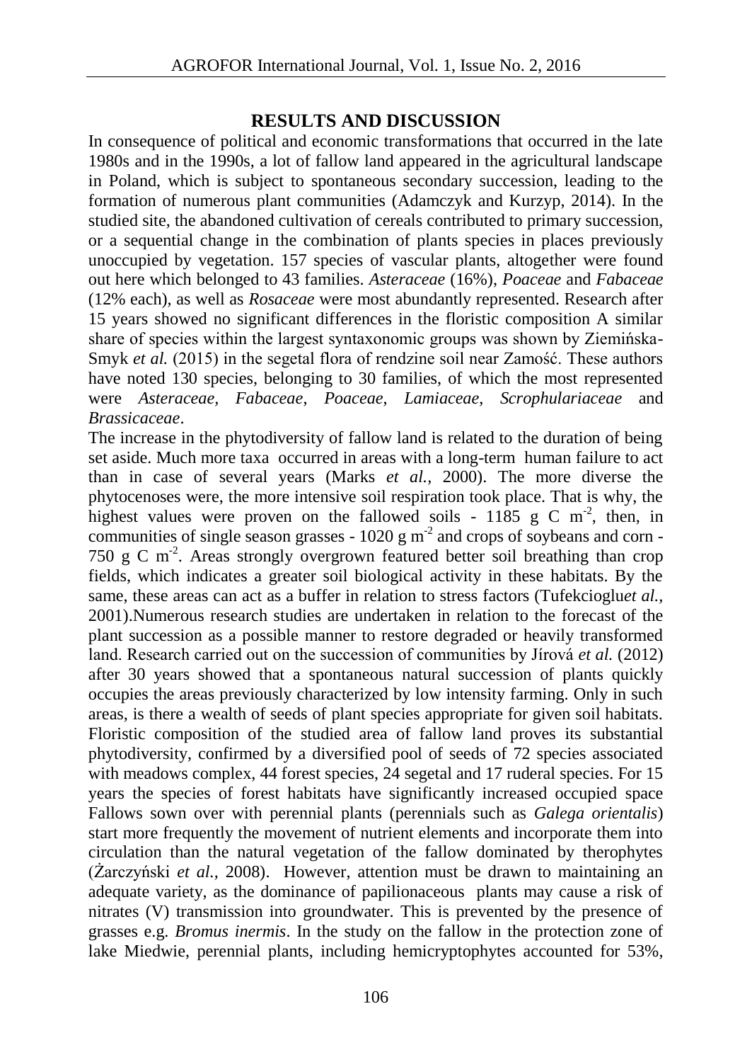## RESULTS AND DISCUSSION

In consequence of political and economic transformations that occurred in the late 1980s and in the 1990s, a lot of fallow land appeared in the agricultural landscape in Poland, which is subject to spontaneous secondary succession, leading to the formation of numerous plant communities (Adamczyk and Kurzyp, 2014). In the studied site, the abandoned cultivation of cereals contributed to primary succession, or a sequential change in the combination of plants species in places previously unoccupied by vegetation. 157 species of vascular plants, altogether were found out here which belonged to 43 families. *Asteraceae* (16%), *Poaceae* and *Fabaceae* (12% each), as well as *Rosaceae* were most abundantly represented. Research after 15 years showed no significant differences in the floristic composition A similar share of species within the largest syntaxonomic groups was shown by Ziemińska-Smyk *et al.* (2015) in the segetal flora of rendzine soil near Zamość. These authors have noted 130 species, belonging to 30 families, of which the most represented were *Asteraceae, Fabaceae, Poaceae, Lamiaceae, Scrophulariaceae* and *Brassicaceae*.

The increase in the phytodiversity of fallow land is related to the duration of being set aside. Much more taxa occurred in areas with a long-term human failure to act than in case of several years (Marks *et al.*, 2000). The more diverse the phytocenoses were, the more intensive soil respiration took place. That is why, the highest values were proven on the fallowed soils - 1185 g C $m^{-2}$, then, in communities of single season grasses - 1020 g $m^{-2}$ and crops of soybeans and corn - 750 g C $m^{-2}$. Areas strongly overgrown featured better soil breathing than crop fields, which indicates a greater soil biological activity in these habitats. By the same, these areas can act as a buffer in relation to stress factors (Tufekcioglu*et al.*, 2001).Numerous research studies are undertaken in relation to the forecast of the plant succession as a possible manner to restore degraded or heavily transformed land. Research carried out on the succession of communities by Jírová *et al.* (2012) after 30 years showed that a spontaneous natural succession of plants quickly occupies the areas previously characterized by low intensity farming. Only in such areas, is there a wealth of seeds of plant species appropriate for given soil habitats. Floristic composition of the studied area of fallow land proves its substantial phytodiversity, confirmed by a diversified pool of seeds of 72 species associated with meadows complex, 44 forest species, 24 segetal and 17 ruderal species. For 15 years the species of forest habitats have significantly increased occupied space Fallows sown over with perennial plants (perennials such as *Galega orientalis*) start more frequently the movement of nutrient elements and incorporate them into circulation than the natural vegetation of the fallow dominated by therophytes (Żarczyński *et al.*, 2008). However, attention must be drawn to maintaining an adequate variety, as the dominance of papilionaceous plants may cause a risk of nitrates (V) transmission into groundwater. This is prevented by the presence of grasses e.g. *Bromus inermis*. In the study on the fallow in the protection zone of lake Miedwie, perennial plants, including hemicryptophytes accounted for 53%,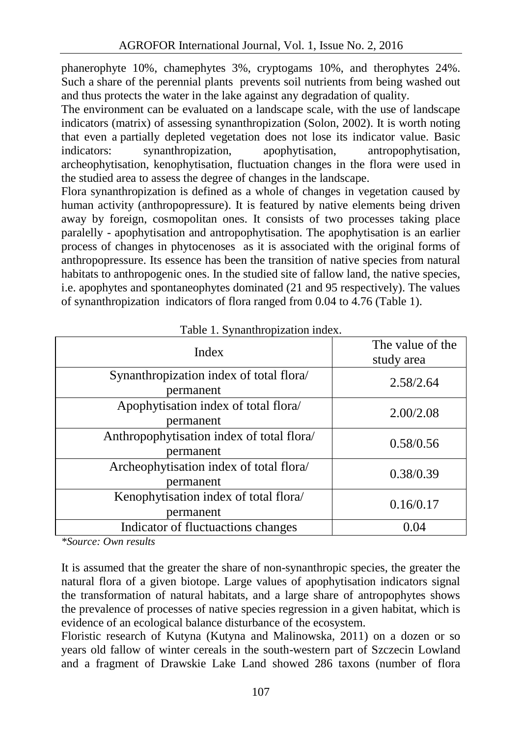phanerophyte 10%, chamephytes 3%, cryptogams 10%, and therophytes 24%. Such a share of the perennial plants prevents soil nutrients from being washed out and thus protects the water in the lake against any degradation of quality.

The environment can be evaluated on a landscape scale, with the use of landscape indicators (matrix) of assessing synanthropization (Solon, 2002). It is worth noting that even a partially depleted vegetation does not lose its indicator value. Basic indicators: synanthropization, apophytisation, antropophytisation, archeophytisation, kenophytisation, fluctuation changes in the flora were used in the studied area to assess the degree of changes in the landscape.

Flora synanthropization is defined as a whole of changes in vegetation caused by human activity (anthropopressure). It is featured by native elements being driven away by foreign, cosmopolitan ones. It consists of two processes taking place paralelly - apophytisation and antropophytisation. The apophytisation is an earlier process of changes in phytocenoses as it is associated with the original forms of anthropopressure. Its essence has been the transition of native species from natural habitats to anthropogenic ones. In the studied site of fallow land, the native species, i.e. apophytes and spontaneophytes dominated (21 and 95 respectively). The values of synanthropization indicators of flora ranged from 0.04 to 4.76 (Table 1).

Table 1. Synanthropization index.

| Index | The value of the study area |
|---|---|
| Synanthropization index of total flora/ permanent | 2.58/2.64 |
| Apophytisation index of total flora/ permanent | 2.00/2.08 |
| Anthropophytisation index of total flora/ permanent | 0.58/0.56 |
| Archeophytisation index of total flora/ permanent | 0.38/0.39 |
| Kenophytisation index of total flora/ permanent | 0.16/0.17 |
| Indicator of fluctuactions changes | 0.04 |

*\*Source: Own results*

It is assumed that the greater the share of non-synanthropic species, the greater the natural flora of a given biotope. Large values of apophytisation indicators signal the transformation of natural habitats, and a large share of antropophytes shows the prevalence of processes of native species regression in a given habitat, which is evidence of an ecological balance disturbance of the ecosystem.

Floristic research of Kutyna (Kutyna and Malinowska, 2011) on a dozen or so years old fallow of winter cereals in the south-western part of Szczecin Lowland and a fragment of Drawskie Lake Land showed 286 taxons (number of flora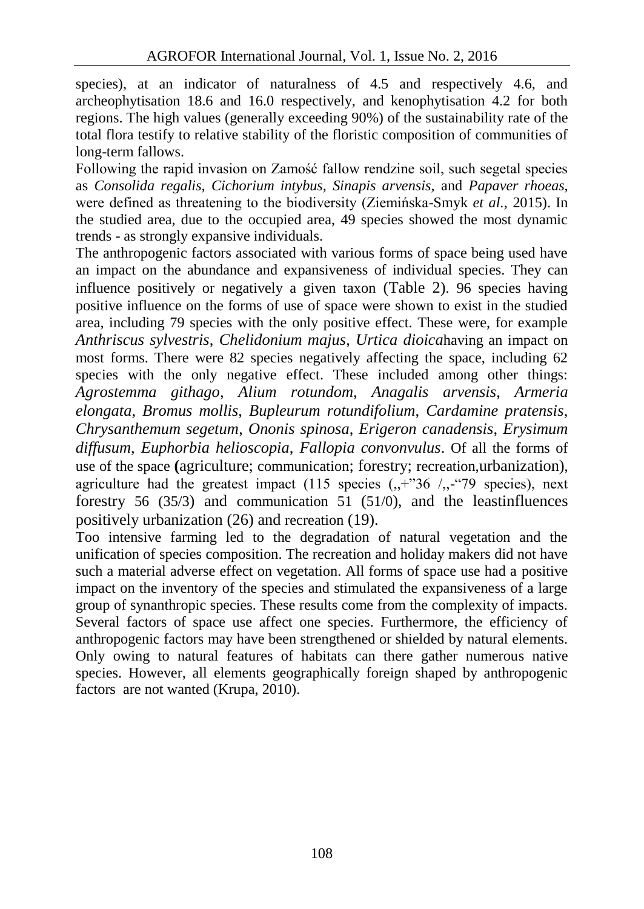species), at an indicator of naturalness of 4.5 and respectively 4.6, and archeophytisation 18.6 and 16.0 respectively, and kenophytisation 4.2 for both regions. The high values (generally exceeding 90%) of the sustainability rate of the total flora testify to relative stability of the floristic composition of communities of long-term fallows.

Following the rapid invasion on Zamość fallow rendzine soil, such segetal species as *Consolida regalis, Cichorium intybus, Sinapis arvensis,* and *Papaver rhoeas*, were defined as threatening to the biodiversity (Ziemińska-Smyk *et al.,* 2015). In the studied area, due to the occupied area, 49 species showed the most dynamic trends - as strongly expansive individuals.

The anthropogenic factors associated with various forms of space being used have an impact on the abundance and expansiveness of individual species. They can influence positively or negatively a given taxon (Table 2). 96 species having positive influence on the forms of use of space were shown to exist in the studied area, including 79 species with the only positive effect. These were, for example *Anthriscus sylvestris*, *Chelidonium majus*, *Urtica dioica*having an impact on most forms. There were 82 species negatively affecting the space, including 62 species with the only negative effect. These included among other things: *Agrostemma githago*, *Alium rotundom*, *Anagalis arvensis*, *Armeria elongata*, *Bromus mollis*, *Bupleurum rotundifolium*, *Cardamine pratensis*, *Chrysanthemum segetum*, *Ononis spinosa*, *Erigeron canadensis*, *Erysimum diffusum*, *Euphorbia helioscopia*, *Fallopia convonvulus*. Of all the forms of use of the space **(**agriculture; communication; forestry; recreation,urbanization), agriculture had the greatest impact (115 species („+"36 /„-"79 species), next forestry 56 (35/3) and communication 51 (51/0), and the leastinfluences positively urbanization (26) and recreation (19).

Too intensive farming led to the degradation of natural vegetation and the unification of species composition. The recreation and holiday makers did not have such a material adverse effect on vegetation. All forms of space use had a positive impact on the inventory of the species and stimulated the expansiveness of a large group of synanthropic species. These results come from the complexity of impacts. Several factors of space use affect one species. Furthermore, the efficiency of anthropogenic factors may have been strengthened or shielded by natural elements. Only owing to natural features of habitats can there gather numerous native species. However, all elements geographically foreign shaped by anthropogenic factors are not wanted (Krupa, 2010).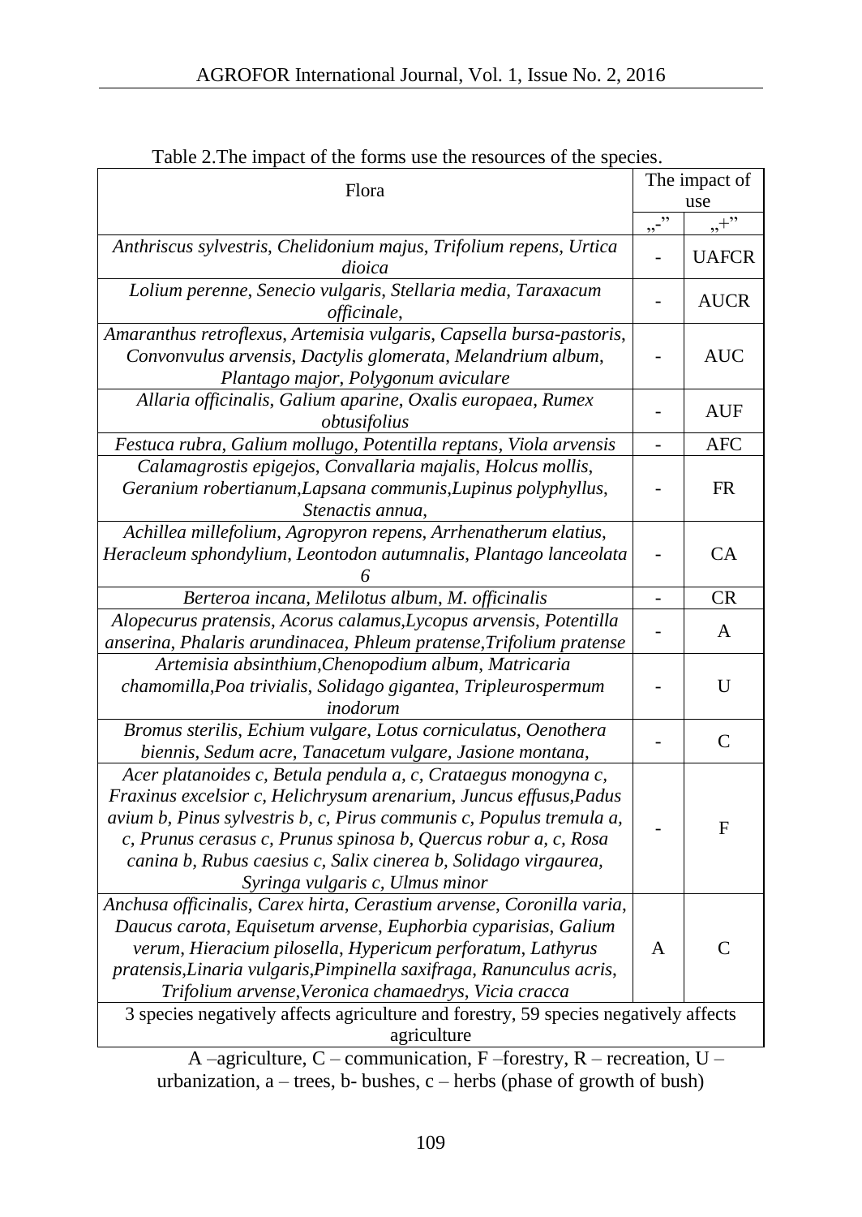Table 2.The impact of the forms use the resources of the species.

| Flora | The impact of use | |
|---|---|---|
| | „-" | „+" |
| *Anthriscus sylvestris*, *Chelidonium majus*, *Trifolium repens*, *Urtica dioica* | - | UAFCR |
| *Lolium perenne*, *Senecio vulgaris*, *Stellaria media*, *Taraxacum officinale*, | - | AUCR |
| *Amaranthus retroflexus*, *Artemisia vulgaris*, *Capsella bursa-pastoris*, *Convonvulus arvensis*, *Dactylis glomerata*, *Melandrium album*, *Plantago major*, *Polygonum aviculare* | - | AUC |
| *Allaria officinalis*, *Galium aparine*, *Oxalis europaea*, *Rumex obtusifolius* | - | AUF |
| *Festuca rubra*, *Galium mollugo*, *Potentilla reptans*, *Viola arvensis* | - | AFC |
| *Calamagrostis epigejos*, *Convallaria majalis*, *Holcus mollis*, *Geranium robertianum*,*Lapsana communis*,*Lupinus polyphyllus*, *Stenactis annua*, | - | FR |
| *Achillea millefolium*, *Agropyron repens*, *Arrhenatherum elatius*, *Heracleum sphondylium*, *Leontodon autumnalis*, *Plantago lanceolata 6* | - | CA |
| *Berteroa incana*, *Melilotus album*, *M. officinalis* | - | CR |
| *Alopecurus pratensis*, *Acorus calamus*,*Lycopus arvensis*, *Potentilla anserina*, *Phalaris arundinacea*, *Phleum pratense*,*Trifolium pratense* | - | A |
| *Artemisia absinthium*,*Chenopodium album*, *Matricaria chamomilla*,*Poa trivialis*, *Solidago gigantea*, *Tripleurospermum inodorum* | - | U |
| *Bromus sterilis*, *Echium vulgare*, *Lotus corniculatus*, *Oenothera biennis*, *Sedum acre*, *Tanacetum vulgare*, *Jasione montana*, | - | C |
| *Acer platanoides c*, *Betula pendula a, c*, *Crataegus monogyna c*, *Fraxinus excelsior c*, *Helichrysum arenarium*, *Juncus effusus*,*Padus avium b*, *Pinus sylvestris b, c*, *Pirus communis c*, *Populus tremula a, c*, *Prunus cerasus c*, *Prunus spinosa b*, *Quercus robur a, c*, *Rosa canina b*, *Rubus caesius c*, *Salix cinerea b*, *Solidago virgaurea*, *Syringa vulgaris c*, *Ulmus minor* | - | F |
| *Anchusa officinalis*, *Carex hirta*, *Cerastium arvense*, *Coronilla varia*, *Daucus carota*, *Equisetum arvense*, *Euphorbia cyparisias*, *Galium verum*, *Hieracium pilosella*, *Hypericum perforatum*, *Lathyrus pratensis*,*Linaria vulgaris*,*Pimpinella saxifraga*, *Ranunculus acris*, *Trifolium arvense*,*Veronica chamaedrys*, *Vicia cracca* | A | C |
| 3 species negatively affects agriculture and forestry, 59 species negatively affects agriculture | | |

A –agriculture, C – communication, F –forestry, R – recreation, U – urbanization, a – trees, b- bushes, c – herbs (phase of growth of bush)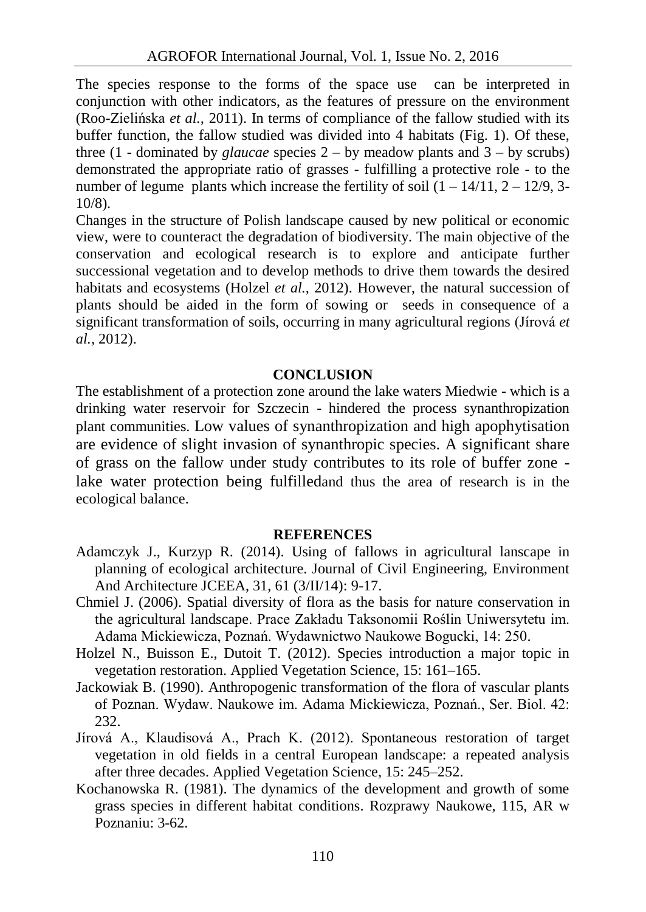The species response to the forms of the space use can be interpreted in conjunction with other indicators, as the features of pressure on the environment (Roo-Zielińska *et al.,* 2011). In terms of compliance of the fallow studied with its buffer function, the fallow studied was divided into 4 habitats (Fig. 1). Of these, three (1 - dominated by *glaucae* species 2 – by meadow plants and 3 – by scrubs) demonstrated the appropriate ratio of grasses - fulfilling a protective role - to the number of legume plants which increase the fertility of soil (1 – 14/11, 2 – 12/9, 3-10/8).

Changes in the structure of Polish landscape caused by new political or economic view, were to counteract the degradation of biodiversity. The main objective of the conservation and ecological research is to explore and anticipate further successional vegetation and to develop methods to drive them towards the desired habitats and ecosystems (Holzel *et al.,* 2012). However, the natural succession of plants should be aided in the form of sowing or seeds in consequence of a significant transformation of soils, occurring in many agricultural regions (Jírová *et al.,* 2012).

## CONCLUSION

The establishment of a protection zone around the lake waters Miedwie - which is a drinking water reservoir for Szczecin - hindered the process synanthropization plant communities. Low values of synanthropization and high apophytisation are evidence of slight invasion of synanthropic species. A significant share of grass on the fallow under study contributes to its role of buffer zone - lake water protection being fulfilledand thus the area of research is in the ecological balance.

## REFERENCES

- Adamczyk J., Kurzyp R. (2014). Using of fallows in agricultural lanscape in planning of ecological architecture. Journal of Civil Engineering, Environment And Architecture JCEEA, 31, 61 (3/II/14): 9-17.
- Chmiel J. (2006). Spatial diversity of flora as the basis for nature conservation in the agricultural landscape. Prace Zakładu Taksonomii Roślin Uniwersytetu im. Adama Mickiewicza, Poznań. Wydawnictwo Naukowe Bogucki, 14: 250.
- Holzel N., Buisson E., Dutoit T. (2012). Species introduction a major topic in vegetation restoration. Applied Vegetation Science, 15: 161–165.
- Jackowiak B. (1990). Anthropogenic transformation of the flora of vascular plants of Poznan. Wydaw. Naukowe im. Adama Mickiewicza, Poznań., Ser. Biol. 42: 232.
- Jírová A., Klaudisová A., Prach K. (2012). Spontaneous restoration of target vegetation in old fields in a central European landscape: a repeated analysis after three decades. Applied Vegetation Science, 15: 245–252.
- Kochanowska R. (1981). The dynamics of the development and growth of some grass species in different habitat conditions. Rozprawy Naukowe, 115, AR w Poznaniu: 3-62.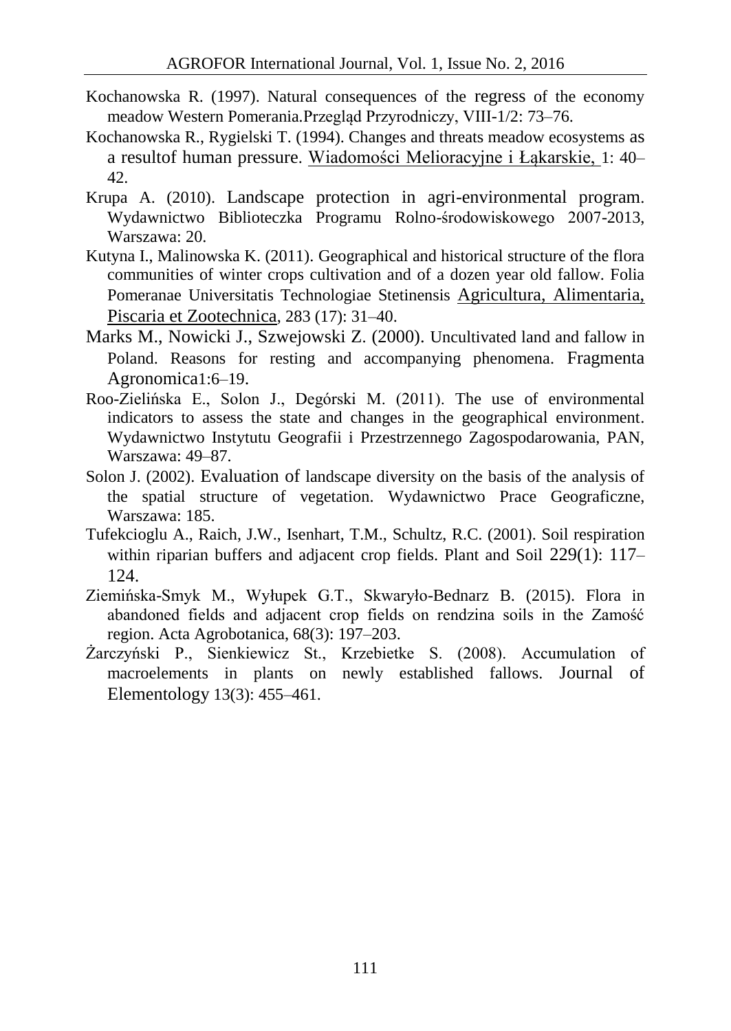Kochanowska R. (1997). Natural consequences of the regress of the economy meadow Western Pomerania.Przegląd Przyrodniczy, VIII-1/2: 73–76.

Kochanowska R., Rygielski T. (1994). Changes and threats meadow ecosystems as a resultof human pressure. Wiadomości Melioracyjne i Łąkarskie, 1: 40–42.

Krupa A. (2010). Landscape protection in agri-environmental program. Wydawnictwo Biblioteczka Programu Rolno-środowiskowego 2007-2013, Warszawa: 20.

Kutyna I., Malinowska K. (2011). Geographical and historical structure of the flora communities of winter crops cultivation and of a dozen year old fallow. Folia Pomeranae Universitatis Technologiae Stetinensis Agricultura, Alimentaria, Piscaria et Zootechnica, 283 (17): 31–40.

Marks M., Nowicki J., Szwejowski Z. (2000). Uncultivated land and fallow in Poland. Reasons for resting and accompanying phenomena. Fragmenta Agronomica1:6–19.

Roo-Zielińska E., Solon J., Degórski M. (2011). The use of environmental indicators to assess the state and changes in the geographical environment. Wydawnictwo Instytutu Geografii i Przestrzennego Zagospodarowania, PAN, Warszawa: 49–87.

Solon J. (2002). Evaluation of landscape diversity on the basis of the analysis of the spatial structure of vegetation. Wydawnictwo Prace Geograficzne, Warszawa: 185.

Tufekcioglu A., Raich, J.W., Isenhart, T.M., Schultz, R.C. (2001). Soil respiration within riparian buffers and adjacent crop fields. Plant and Soil 229(1): 117–124.

Ziemińska-Smyk M., Wyłupek G.T., Skwaryło-Bednarz B. (2015). Flora in abandoned fields and adjacent crop fields on rendzina soils in the Zamość region. Acta Agrobotanica, 68(3): 197–203.

Żarczyński P., Sienkiewicz St., Krzebietke S. (2008). Accumulation of macroelements in plants on newly established fallows. Journal of Elementology 13(3): 455–461.